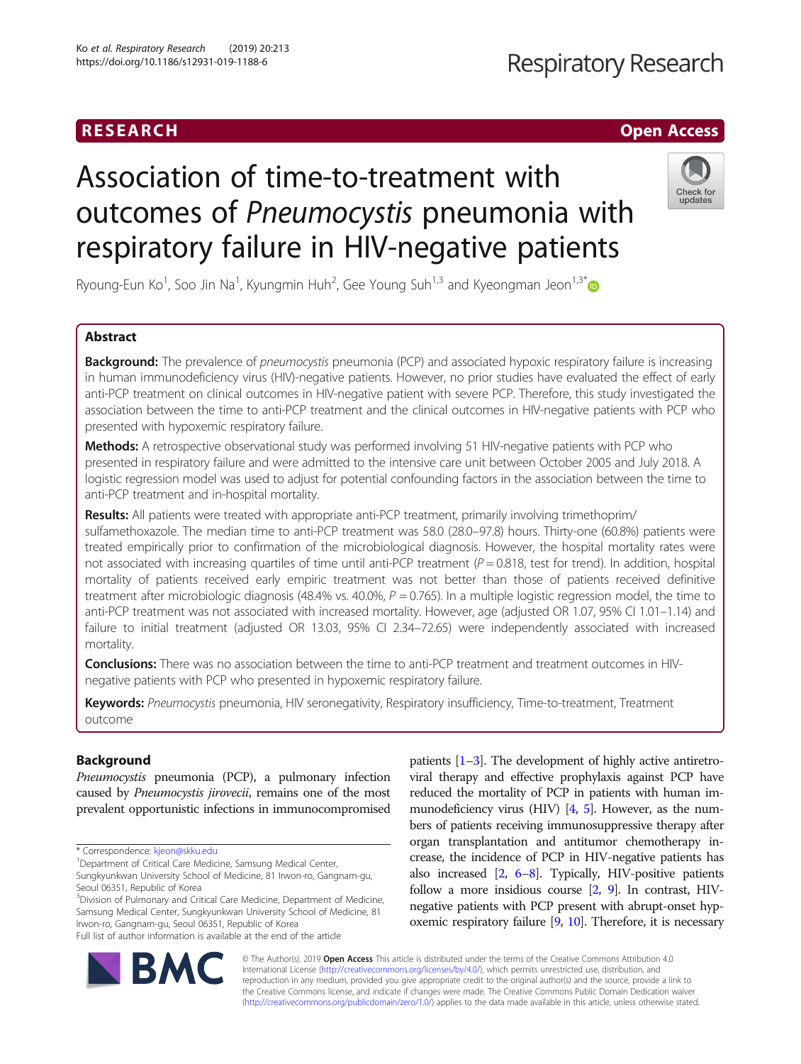RESEARCH

Open Access

# Association of time-to-treatment with outcomes of *Pneumocystis* pneumonia with respiratory failure in HIV-negative patients

Ryoung-Eun Ko[1], Soo Jin Na[1], Kyungmin Huh[2], Gee Young Suh[1,3] and Kyeongman Jeon[1,3*]

## Abstract

**Background:** The prevalence of *pneumocystis* pneumonia (PCP) and associated hypoxic respiratory failure is increasing in human immunodeficiency virus (HIV)-negative patients. However, no prior studies have evaluated the effect of early anti-PCP treatment on clinical outcomes in HIV-negative patient with severe PCP. Therefore, this study investigated the association between the time to anti-PCP treatment and the clinical outcomes in HIV-negative patients with PCP who presented with hypoxemic respiratory failure.

**Methods:** A retrospective observational study was performed involving 51 HIV-negative patients with PCP who presented in respiratory failure and were admitted to the intensive care unit between October 2005 and July 2018. A logistic regression model was used to adjust for potential confounding factors in the association between the time to anti-PCP treatment and in-hospital mortality.

**Results:** All patients were treated with appropriate anti-PCP treatment, primarily involving trimethoprim/sulfamethoxazole. The median time to anti-PCP treatment was 58.0 (28.0–97.8) hours. Thirty-one (60.8%) patients were treated empirically prior to confirmation of the microbiological diagnosis. However, the hospital mortality rates were not associated with increasing quartiles of time until anti-PCP treatment ($P = 0.818$, test for trend). In addition, hospital mortality of patients received early empiric treatment was not better than those of patients received definitive treatment after microbiologic diagnosis (48.4% vs. 40.0%, $P = 0.765$). In a multiple logistic regression model, the time to anti-PCP treatment was not associated with increased mortality. However, age (adjusted OR 1.07, 95% CI 1.01–1.14) and failure to initial treatment (adjusted OR 13.03, 95% CI 2.34–72.65) were independently associated with increased mortality.

**Conclusions:** There was no association between the time to anti-PCP treatment and treatment outcomes in HIV-negative patients with PCP who presented in hypoxemic respiratory failure.

**Keywords:** *Pneumocystis* pneumonia, HIV seronegativity, Respiratory insufficiency, Time-to-treatment, Treatment outcome

## Background

*Pneumocystis* pneumonia (PCP), a pulmonary infection caused by *Pneumocystis jirovecii*, remains one of the most prevalent opportunistic infections in immunocompromised patients [1–3]. The development of highly active antiretroviral therapy and effective prophylaxis against PCP have reduced the mortality of PCP in patients with human immunodeficiency virus (HIV) [4, 5]. However, as the numbers of patients receiving immunosuppressive therapy after organ transplantation and antitumor chemotherapy increase, the incidence of PCP in HIV-negative patients has also increased [2, 6–8]. Typically, HIV-positive patients follow a more insidious course [2, 9]. In contrast, HIV-negative patients with PCP present with abrupt-onset hypoxemic respiratory failure [9, 10]. Therefore, it is necessary

\* Correspondence: kjeon@skku.edu
[1]Department of Critical Care Medicine, Samsung Medical Center, Sungkyunkwan University School of Medicine, 81 Irwon-ro, Gangnam-gu, Seoul 06351, Republic of Korea
[3]Division of Pulmonary and Critical Care Medicine, Department of Medicine, Samsung Medical Center, Sungkyunkwan University School of Medicine, 81 Irwon-ro, Gangnam-gu, Seoul 06351, Republic of Korea
Full list of author information is available at the end of the article

© The Author(s). 2019 **Open Access** This article is distributed under the terms of the Creative Commons Attribution 4.0 International License (http://creativecommons.org/licenses/by/4.0/), which permits unrestricted use, distribution, and reproduction in any medium, provided you give appropriate credit to the original author(s) and the source, provide a link to the Creative Commons license, and indicate if changes were made. The Creative Commons Public Domain Dedication waiver (http://creativecommons.org/publicdomain/zero/1.0/) applies to the data made available in this article, unless otherwise stated.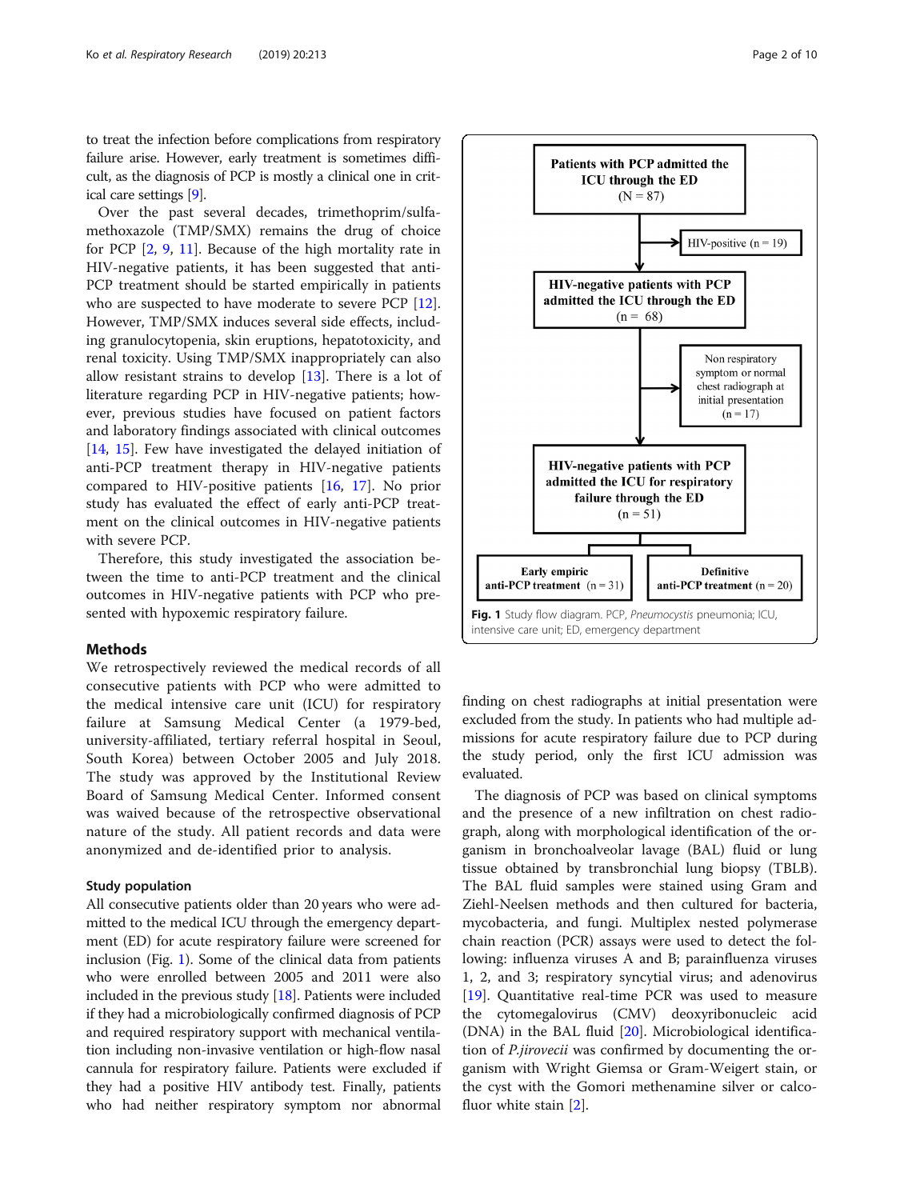to treat the infection before complications from respiratory failure arise. However, early treatment is sometimes difficult, as the diagnosis of PCP is mostly a clinical one in critical care settings [9].

Over the past several decades, trimethoprim/sulfamethoxazole (TMP/SMX) remains the drug of choice for PCP [2, 9, 11]. Because of the high mortality rate in HIV-negative patients, it has been suggested that anti-PCP treatment should be started empirically in patients who are suspected to have moderate to severe PCP [12]. However, TMP/SMX induces several side effects, including granulocytopenia, skin eruptions, hepatotoxicity, and renal toxicity. Using TMP/SMX inappropriately can also allow resistant strains to develop [13]. There is a lot of literature regarding PCP in HIV-negative patients; however, previous studies have focused on patient factors and laboratory findings associated with clinical outcomes [14, 15]. Few have investigated the delayed initiation of anti-PCP treatment therapy in HIV-negative patients compared to HIV-positive patients [16, 17]. No prior study has evaluated the effect of early anti-PCP treatment on the clinical outcomes in HIV-negative patients with severe PCP.

Therefore, this study investigated the association between the time to anti-PCP treatment and the clinical outcomes in HIV-negative patients with PCP who presented with hypoxemic respiratory failure.

## Methods

We retrospectively reviewed the medical records of all consecutive patients with PCP who were admitted to the medical intensive care unit (ICU) for respiratory failure at Samsung Medical Center (a 1979-bed, university-affiliated, tertiary referral hospital in Seoul, South Korea) between October 2005 and July 2018. The study was approved by the Institutional Review Board of Samsung Medical Center. Informed consent was waived because of the retrospective observational nature of the study. All patient records and data were anonymized and de-identified prior to analysis.

### Study population

All consecutive patients older than 20 years who were admitted to the medical ICU through the emergency department (ED) for acute respiratory failure were screened for inclusion (Fig. 1). Some of the clinical data from patients who were enrolled between 2005 and 2011 were also included in the previous study [18]. Patients were included if they had a microbiologically confirmed diagnosis of PCP and required respiratory support with mechanical ventilation including non-invasive ventilation or high-flow nasal cannula for respiratory failure. Patients were excluded if they had a positive HIV antibody test. Finally, patients who had neither respiratory symptom nor abnormal finding on chest radiographs at initial presentation were excluded from the study. In patients who had multiple admissions for acute respiratory failure due to PCP during the study period, only the first ICU admission was evaluated.

Patients with PCP admitted the ICU through the ED (N = 87)
→ HIV-positive (n = 19)
HIV-negative patients with PCP admitted the ICU through the ED (n = 68)
→ Non respiratory symptom or normal chest radiograph at initial presentation (n = 17)
HIV-negative patients with PCP admitted the ICU for respiratory failure through the ED (n = 51)
→ Early empiric anti-PCP treatment (n = 31) | Definitive anti-PCP treatment (n = 20)

**Fig. 1** Study flow diagram. PCP, *Pneumocystis* pneumonia; ICU, intensive care unit; ED, emergency department

The diagnosis of PCP was based on clinical symptoms and the presence of a new infiltration on chest radiograph, along with morphological identification of the organism in bronchoalveolar lavage (BAL) fluid or lung tissue obtained by transbronchial lung biopsy (TBLB). The BAL fluid samples were stained using Gram and Ziehl-Neelsen methods and then cultured for bacteria, mycobacteria, and fungi. Multiplex nested polymerase chain reaction (PCR) assays were used to detect the following: influenza viruses A and B; parainfluenza viruses 1, 2, and 3; respiratory syncytial virus; and adenovirus [19]. Quantitative real-time PCR was used to measure the cytomegalovirus (CMV) deoxyribonucleic acid (DNA) in the BAL fluid [20]. Microbiological identification of *P.jirovecii* was confirmed by documenting the organism with Wright Giemsa or Gram-Weigert stain, or the cyst with the Gomori methenamine silver or calcofluor white stain [2].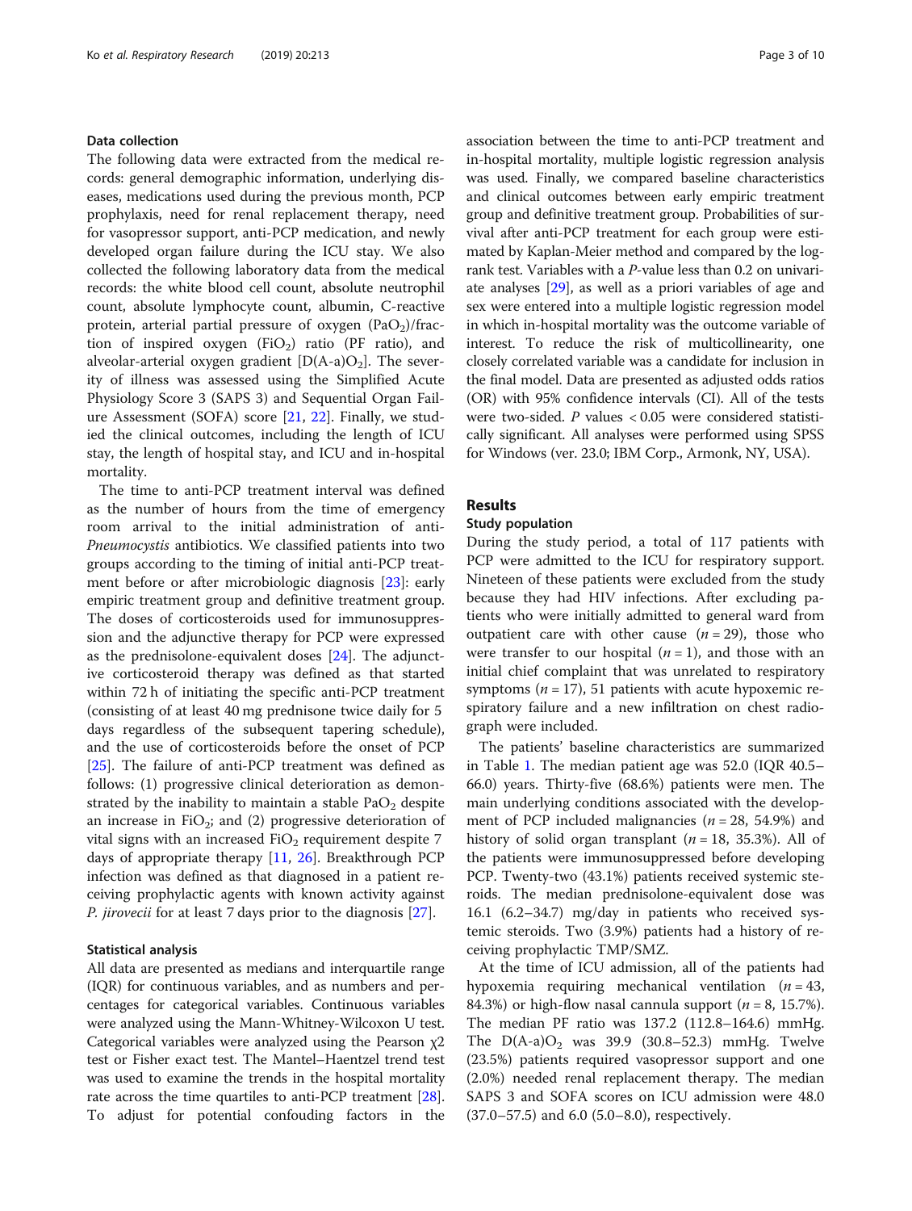### Data collection

The following data were extracted from the medical records: general demographic information, underlying diseases, medications used during the previous month, PCP prophylaxis, need for renal replacement therapy, need for vasopressor support, anti-PCP medication, and newly developed organ failure during the ICU stay. We also collected the following laboratory data from the medical records: the white blood cell count, absolute neutrophil count, absolute lymphocyte count, albumin, C-reactive protein, arterial partial pressure of oxygen ($PaO_2$)/fraction of inspired oxygen ($FiO_2$) ratio (PF ratio), and alveolar-arterial oxygen gradient [$D(A-a)O_2$]. The severity of illness was assessed using the Simplified Acute Physiology Score 3 (SAPS 3) and Sequential Organ Failure Assessment (SOFA) score [21, 22]. Finally, we studied the clinical outcomes, including the length of ICU stay, the length of hospital stay, and ICU and in-hospital mortality.

The time to anti-PCP treatment interval was defined as the number of hours from the time of emergency room arrival to the initial administration of anti-*Pneumocystis* antibiotics. We classified patients into two groups according to the timing of initial anti-PCP treatment before or after microbiologic diagnosis [23]: early empiric treatment group and definitive treatment group. The doses of corticosteroids used for immunosuppression and the adjunctive therapy for PCP were expressed as the prednisolone-equivalent doses [24]. The adjunctive corticosteroid therapy was defined as that started within 72 h of initiating the specific anti-PCP treatment (consisting of at least 40 mg prednisone twice daily for 5 days regardless of the subsequent tapering schedule), and the use of corticosteroids before the onset of PCP [25]. The failure of anti-PCP treatment was defined as follows: (1) progressive clinical deterioration as demonstrated by the inability to maintain a stable $PaO_2$ despite an increase in $FiO_2$; and (2) progressive deterioration of vital signs with an increased $FiO_2$ requirement despite 7 days of appropriate therapy [11, 26]. Breakthrough PCP infection was defined as that diagnosed in a patient receiving prophylactic agents with known activity against *P. jirovecii* for at least 7 days prior to the diagnosis [27].

### Statistical analysis

All data are presented as medians and interquartile range (IQR) for continuous variables, and as numbers and percentages for categorical variables. Continuous variables were analyzed using the Mann-Whitney-Wilcoxon U test. Categorical variables were analyzed using the Pearson $\chi2$ test or Fisher exact test. The Mantel–Haentzel trend test was used to examine the trends in the hospital mortality rate across the time quartiles to anti-PCP treatment [28]. To adjust for potential confouding factors in the association between the time to anti-PCP treatment and in-hospital mortality, multiple logistic regression analysis was used. Finally, we compared baseline characteristics and clinical outcomes between early empiric treatment group and definitive treatment group. Probabilities of survival after anti-PCP treatment for each group were estimated by Kaplan-Meier method and compared by the log-rank test. Variables with a *P*-value less than 0.2 on univariate analyses [29], as well as a priori variables of age and sex were entered into a multiple logistic regression model in which in-hospital mortality was the outcome variable of interest. To reduce the risk of multicollinearity, one closely correlated variable was a candidate for inclusion in the final model. Data are presented as adjusted odds ratios (OR) with 95% confidence intervals (CI). All of the tests were two-sided. *P* values < 0.05 were considered statistically significant. All analyses were performed using SPSS for Windows (ver. 23.0; IBM Corp., Armonk, NY, USA).

## Results

### Study population

During the study period, a total of 117 patients with PCP were admitted to the ICU for respiratory support. Nineteen of these patients were excluded from the study because they had HIV infections. After excluding patients who were initially admitted to general ward from outpatient care with other cause ($n = 29$), those who were transfer to our hospital ($n = 1$), and those with an initial chief complaint that was unrelated to respiratory symptoms ($n = 17$), 51 patients with acute hypoxemic respiratory failure and a new infiltration on chest radiograph were included.

The patients' baseline characteristics are summarized in Table 1. The median patient age was 52.0 (IQR 40.5–66.0) years. Thirty-five (68.6%) patients were men. The main underlying conditions associated with the development of PCP included malignancies ($n = 28$, 54.9%) and history of solid organ transplant ($n = 18$, 35.3%). All of the patients were immunosuppressed before developing PCP. Twenty-two (43.1%) patients received systemic steroids. The median prednisolone-equivalent dose was 16.1 (6.2–34.7) mg/day in patients who received systemic steroids. Two (3.9%) patients had a history of receiving prophylactic TMP/SMZ.

At the time of ICU admission, all of the patients had hypoxemia requiring mechanical ventilation ($n = 43$, 84.3%) or high-flow nasal cannula support ($n = 8$, 15.7%). The median PF ratio was 137.2 (112.8–164.6) mmHg. The $D(A-a)O_2$ was 39.9 (30.8–52.3) mmHg. Twelve (23.5%) patients required vasopressor support and one (2.0%) needed renal replacement therapy. The median SAPS 3 and SOFA scores on ICU admission were 48.0 (37.0–57.5) and 6.0 (5.0–8.0), respectively.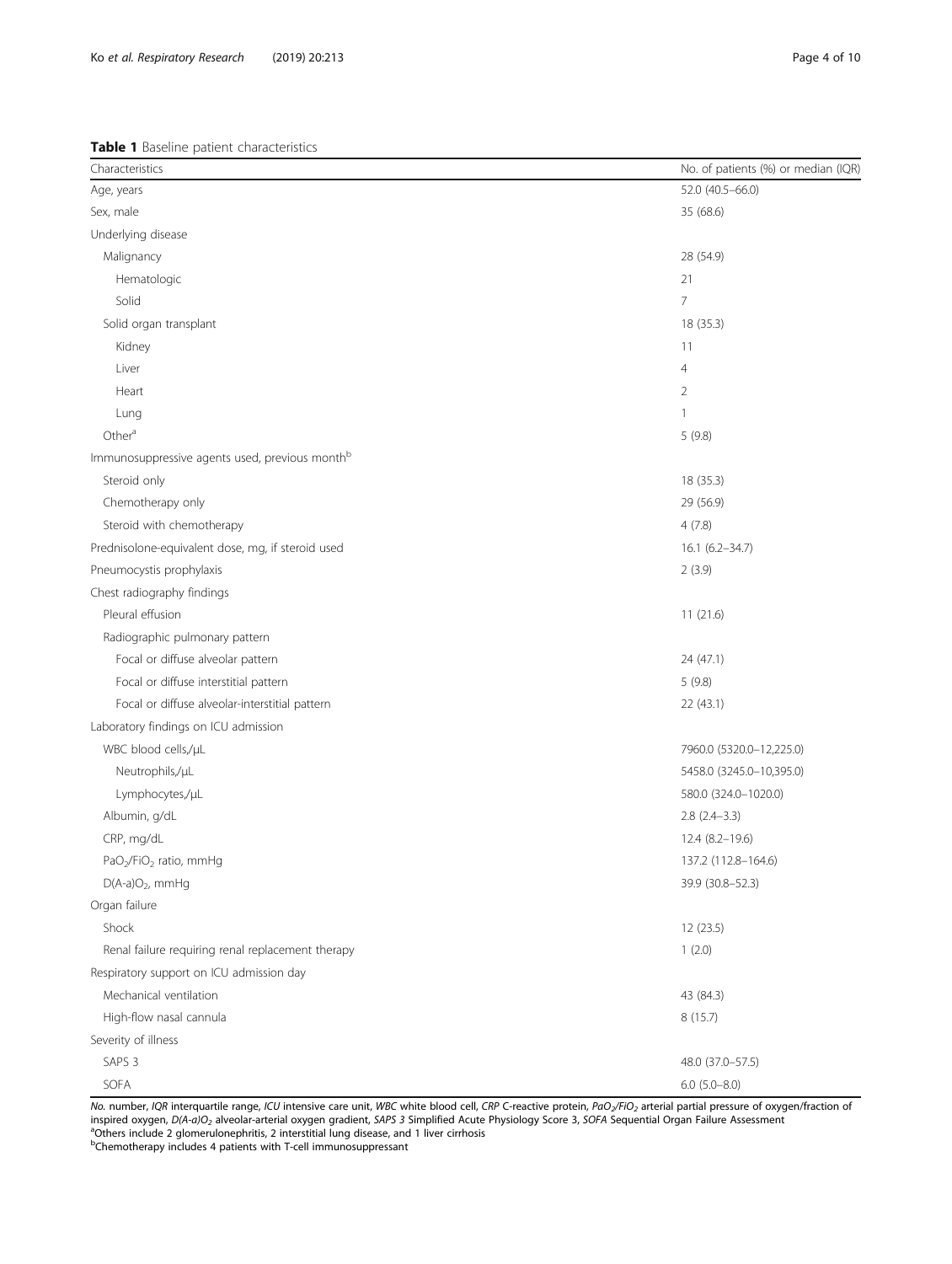**Table 1** Baseline patient characteristics

| Characteristics | No. of patients (%) or median (IQR) |
|---|---|
| Age, years | 52.0 (40.5–66.0) |
| Sex, male | 35 (68.6) |
| Underlying disease | |
| Malignancy | 28 (54.9) |
| Hematologic | 21 |
| Solid | 7 |
| Solid organ transplant | 18 (35.3) |
| Kidney | 11 |
| Liver | 4 |
| Heart | 2 |
| Lung | 1 |
| Other[a] | 5 (9.8) |
| Immunosuppressive agents used, previous month[b] | |
| Steroid only | 18 (35.3) |
| Chemotherapy only | 29 (56.9) |
| Steroid with chemotherapy | 4 (7.8) |
| Prednisolone-equivalent dose, mg, if steroid used | 16.1 (6.2–34.7) |
| Pneumocystis prophylaxis | 2 (3.9) |
| Chest radiography findings | |
| Pleural effusion | 11 (21.6) |
| Radiographic pulmonary pattern | |
| Focal or diffuse alveolar pattern | 24 (47.1) |
| Focal or diffuse interstitial pattern | 5 (9.8) |
| Focal or diffuse alveolar-interstitial pattern | 22 (43.1) |
| Laboratory findings on ICU admission | |
| WBC blood cells,/μL | 7960.0 (5320.0–12,225.0) |
| Neutrophils,/μL | 5458.0 (3245.0–10,395.0) |
| Lymphocytes,/μL | 580.0 (324.0–1020.0) |
| Albumin, g/dL | 2.8 (2.4–3.3) |
| CRP, mg/dL | 12.4 (8.2–19.6) |
| $PaO_2/FiO_2$ ratio, mmHg | 137.2 (112.8–164.6) |
| $D(A\text{-}a)O_2$, mmHg | 39.9 (30.8–52.3) |
| Organ failure | |
| Shock | 12 (23.5) |
| Renal failure requiring renal replacement therapy | 1 (2.0) |
| Respiratory support on ICU admission day | |
| Mechanical ventilation | 43 (84.3) |
| High-flow nasal cannula | 8 (15.7) |
| Severity of illness | |
| SAPS 3 | 48.0 (37.0–57.5) |
| SOFA | 6.0 (5.0–8.0) |

*No.* number, *IQR* interquartile range, *ICU* intensive care unit, *WBC* white blood cell, *CRP* C-reactive protein, *$PaO_2/FIO_2$* arterial partial pressure of oxygen/fraction of inspired oxygen, *$D(A\text{-}a)O_2$* alveolar-arterial oxygen gradient, *SAPS 3* Simplified Acute Physiology Score 3, *SOFA* Sequential Organ Failure Assessment

[a]Others include 2 glomerulonephritis, 2 interstitial lung disease, and 1 liver cirrhosis

[b]Chemotherapy includes 4 patients with T-cell immunosuppressant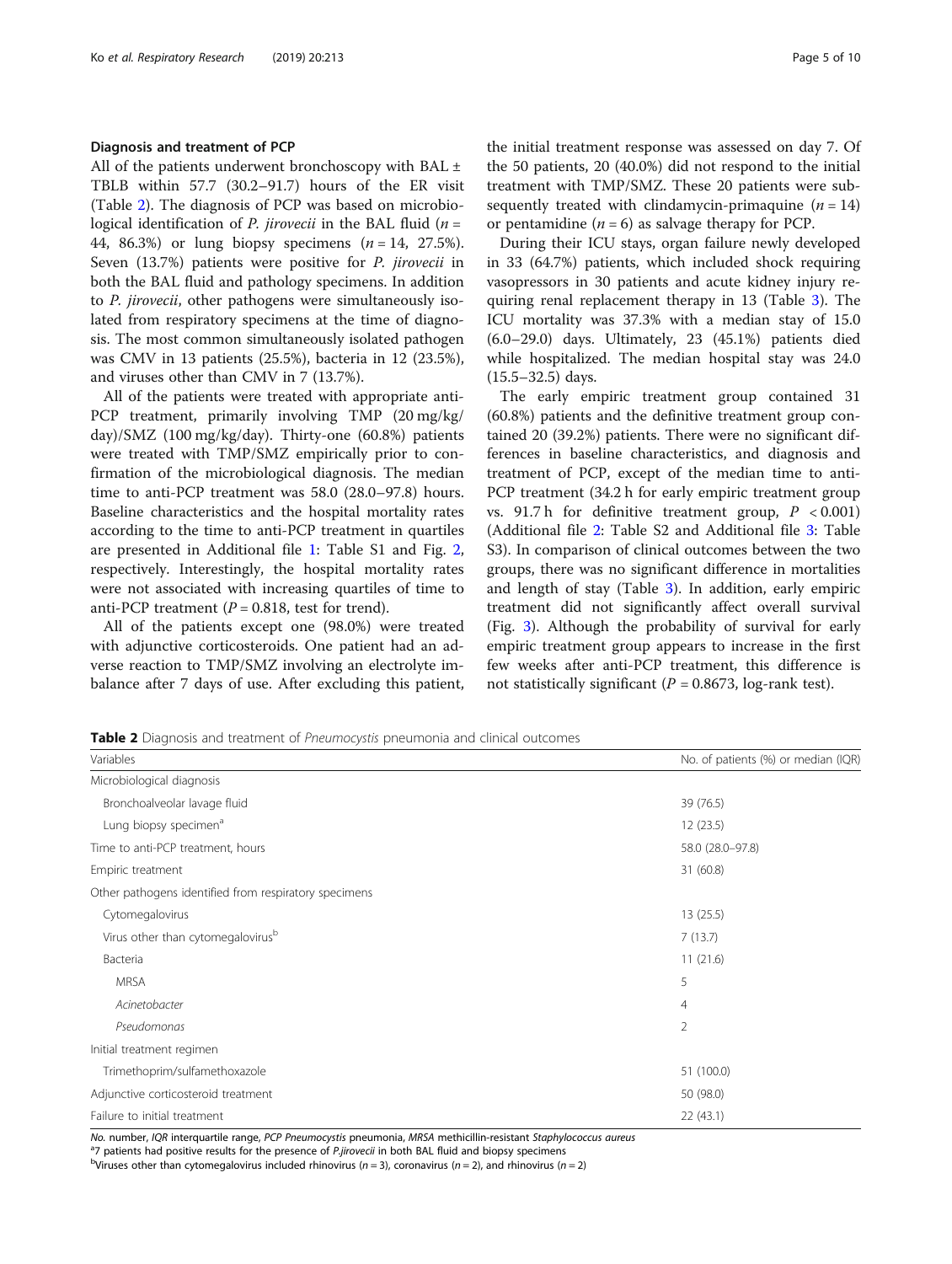### Diagnosis and treatment of PCP

All of the patients underwent bronchoscopy with BAL ± TBLB within 57.7 (30.2–91.7) hours of the ER visit (Table 2). The diagnosis of PCP was based on microbiological identification of *P. jirovecii* in the BAL fluid ($n$ = 44, 86.3%) or lung biopsy specimens ($n$ = 14, 27.5%). Seven (13.7%) patients were positive for *P. jirovecii* in both the BAL fluid and pathology specimens. In addition to *P. jirovecii*, other pathogens were simultaneously isolated from respiratory specimens at the time of diagnosis. The most common simultaneously isolated pathogen was CMV in 13 patients (25.5%), bacteria in 12 (23.5%), and viruses other than CMV in 7 (13.7%).

All of the patients were treated with appropriate anti-PCP treatment, primarily involving TMP (20 mg/kg/day)/SMZ (100 mg/kg/day). Thirty-one (60.8%) patients were treated with TMP/SMZ empirically prior to confirmation of the microbiological diagnosis. The median time to anti-PCP treatment was 58.0 (28.0–97.8) hours. Baseline characteristics and the hospital mortality rates according to the time to anti-PCP treatment in quartiles are presented in Additional file 1: Table S1 and Fig. 2, respectively. Interestingly, the hospital mortality rates were not associated with increasing quartiles of time to anti-PCP treatment ($P$ = 0.818, test for trend).

All of the patients except one (98.0%) were treated with adjunctive corticosteroids. One patient had an adverse reaction to TMP/SMZ involving an electrolyte imbalance after 7 days of use. After excluding this patient, the initial treatment response was assessed on day 7. Of the 50 patients, 20 (40.0%) did not respond to the initial treatment with TMP/SMZ. These 20 patients were subsequently treated with clindamycin-primaquine ($n$ = 14) or pentamidine ($n$ = 6) as salvage therapy for PCP.

During their ICU stays, organ failure newly developed in 33 (64.7%) patients, which included shock requiring vasopressors in 30 patients and acute kidney injury requiring renal replacement therapy in 13 (Table 3). The ICU mortality was 37.3% with a median stay of 15.0 (6.0–29.0) days. Ultimately, 23 (45.1%) patients died while hospitalized. The median hospital stay was 24.0 (15.5–32.5) days.

The early empiric treatment group contained 31 (60.8%) patients and the definitive treatment group contained 20 (39.2%) patients. There were no significant differences in baseline characteristics, and diagnosis and treatment of PCP, except of the median time to anti-PCP treatment (34.2 h for early empiric treatment group vs. 91.7 h for definitive treatment group, $P$ < 0.001) (Additional file 2: Table S2 and Additional file 3: Table S3). In comparison of clinical outcomes between the two groups, there was no significant difference in mortalities and length of stay (Table 3). In addition, early empiric treatment did not significantly affect overall survival (Fig. 3). Although the probability of survival for early empiric treatment group appears to increase in the first few weeks after anti-PCP treatment, this difference is not statistically significant ($P$ = 0.8673, log-rank test).

**Table 2** Diagnosis and treatment of *Pneumocystis* pneumonia and clinical outcomes

| Variables | No. of patients (%) or median (IQR) |
|---|---|
| Microbiological diagnosis | |
| Bronchoalveolar lavage fluid | 39 (76.5) |
| Lung biopsy specimen[a] | 12 (23.5) |
| Time to anti-PCP treatment, hours | 58.0 (28.0–97.8) |
| Empiric treatment | 31 (60.8) |
| Other pathogens identified from respiratory specimens | |
| Cytomegalovirus | 13 (25.5) |
| Virus other than cytomegalovirus[b] | 7 (13.7) |
| Bacteria | 11 (21.6) |
| MRSA | 5 |
| *Acinetobacter* | 4 |
| *Pseudomonas* | 2 |
| Initial treatment regimen | |
| Trimethoprim/sulfamethoxazole | 51 (100.0) |
| Adjunctive corticosteroid treatment | 50 (98.0) |
| Failure to initial treatment | 22 (43.1) |

*No.* number, *IQR* interquartile range, *PCP Pneumocystis* pneumonia, *MRSA* methicillin-resistant *Staphylococcus aureus*

[a]7 patients had positive results for the presence of *P.jirovecii* in both BAL fluid and biopsy specimens

[b]Viruses other than cytomegalovirus included rhinovirus ($n$ = 3), coronavirus ($n$ = 2), and rhinovirus ($n$ = 2)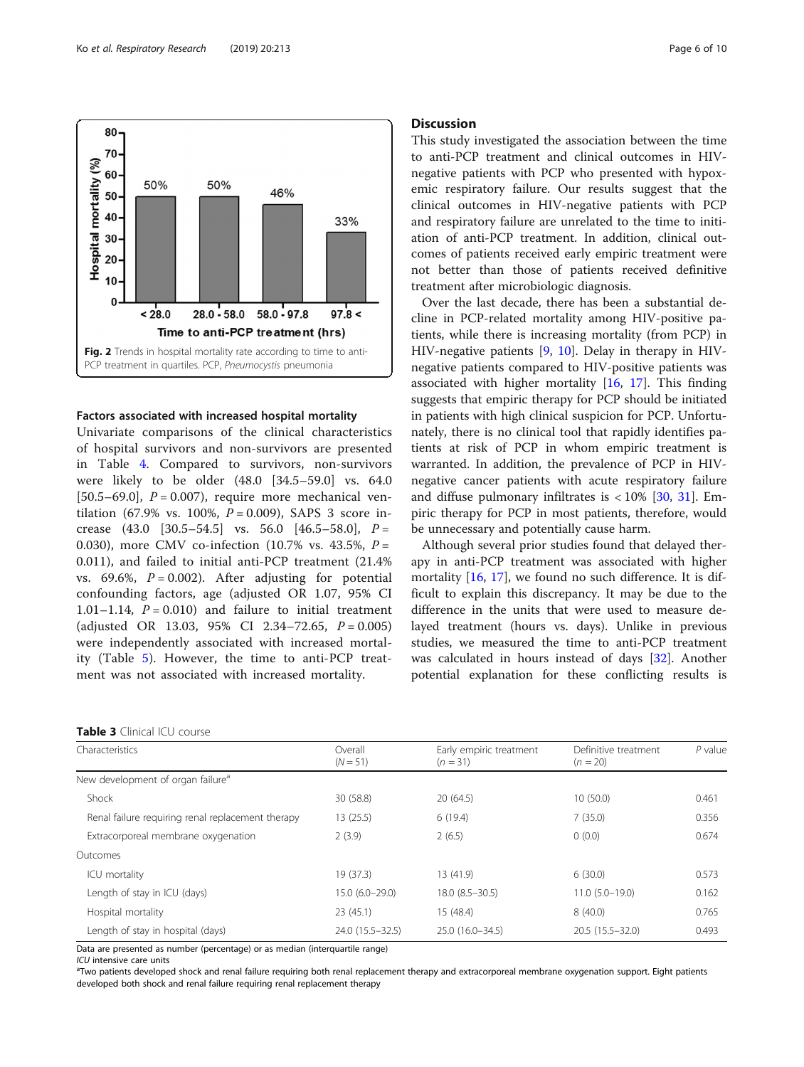Fig. 2 Trends in hospital mortality rate according to time to anti-PCP treatment in quartiles. PCP, *Pneumocystis* pneumonia

### Factors associated with increased hospital mortality

Univariate comparisons of the clinical characteristics of hospital survivors and non-survivors are presented in Table 4. Compared to survivors, non-survivors were likely to be older (48.0 [34.5–59.0] vs. 64.0 [50.5–69.0], $P = 0.007$), require more mechanical ventilation (67.9% vs. 100%, $P = 0.009$), SAPS 3 score increase (43.0 [30.5–54.5] vs. 56.0 [46.5–58.0], $P = 0.030$), more CMV co-infection (10.7% vs. 43.5%, $P = 0.011$), and failed to initial anti-PCP treatment (21.4% vs. 69.6%, $P = 0.002$). After adjusting for potential confounding factors, age (adjusted OR 1.07, 95% CI 1.01–1.14, $P = 0.010$) and failure to initial treatment (adjusted OR 13.03, 95% CI 2.34–72.65, $P = 0.005$) were independently associated with increased mortality (Table 5). However, the time to anti-PCP treatment was not associated with increased mortality.

## Discussion

This study investigated the association between the time to anti-PCP treatment and clinical outcomes in HIV-negative patients with PCP who presented with hypoxemic respiratory failure. Our results suggest that the clinical outcomes in HIV-negative patients with PCP and respiratory failure are unrelated to the time to initiation of anti-PCP treatment. In addition, clinical outcomes of patients received early empiric treatment were not better than those of patients received definitive treatment after microbiologic diagnosis.

Over the last decade, there has been a substantial decline in PCP-related mortality among HIV-positive patients, while there is increasing mortality (from PCP) in HIV-negative patients [9, 10]. Delay in therapy in HIV-negative patients compared to HIV-positive patients was associated with higher mortality [16, 17]. This finding suggests that empiric therapy for PCP should be initiated in patients with high clinical suspicion for PCP. Unfortunately, there is no clinical tool that rapidly identifies patients at risk of PCP in whom empiric treatment is warranted. In addition, the prevalence of PCP in HIV-negative cancer patients with acute respiratory failure and diffuse pulmonary infiltrates is < 10% [30, 31]. Empiric therapy for PCP in most patients, therefore, would be unnecessary and potentially cause harm.

Although several prior studies found that delayed therapy in anti-PCP treatment was associated with higher mortality [16, 17], we found no such difference. It is difficult to explain this discrepancy. It may be due to the difference in the units that were used to measure delayed treatment (hours vs. days). Unlike in previous studies, we measured the time to anti-PCP treatment was calculated in hours instead of days [32]. Another potential explanation for these conflicting results is

**Table 3** Clinical ICU course

| Characteristics | Overall ($N = 51$) | Early empiric treatment ($n = 31$) | Definitive treatment ($n = 20$) | *P* value |
|---|---|---|---|---|
| New development of organ failure[a] | | | | |
| Shock | 30 (58.8) | 20 (64.5) | 10 (50.0) | 0.461 |
| Renal failure requiring renal replacement therapy | 13 (25.5) | 6 (19.4) | 7 (35.0) | 0.356 |
| Extracorporeal membrane oxygenation | 2 (3.9) | 2 (6.5) | 0 (0.0) | 0.674 |
| Outcomes | | | | |
| ICU mortality | 19 (37.3) | 13 (41.9) | 6 (30.0) | 0.573 |
| Length of stay in ICU (days) | 15.0 (6.0–29.0) | 18.0 (8.5–30.5) | 11.0 (5.0–19.0) | 0.162 |
| Hospital mortality | 23 (45.1) | 15 (48.4) | 8 (40.0) | 0.765 |
| Length of stay in hospital (days) | 24.0 (15.5–32.5) | 25.0 (16.0–34.5) | 20.5 (15.5–32.0) | 0.493 |

Data are presented as number (percentage) or as median (interquartile range)

*ICU* intensive care units

[a]Two patients developed shock and renal failure requiring both renal replacement therapy and extracorporeal membrane oxygenation support. Eight patients developed both shock and renal failure requiring renal replacement therapy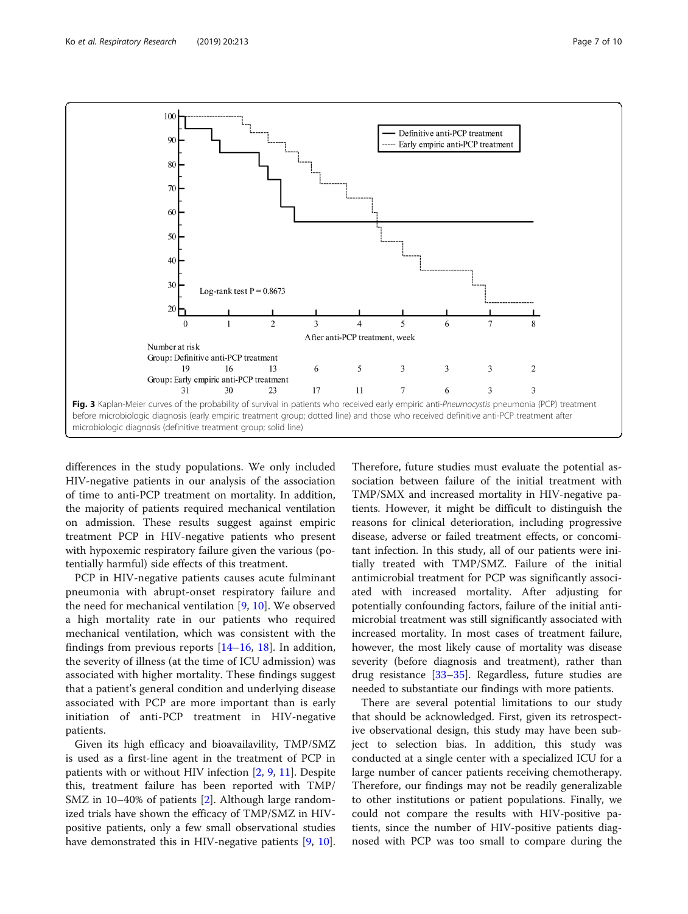Fig. 3 Kaplan-Meier curves of the probability of survival in patients who received early empiric anti-*Pneumocystis* pneumonia (PCP) treatment before microbiologic diagnosis (early empiric treatment group; dotted line) and those who received definitive anti-PCP treatment after microbiologic diagnosis (definitive treatment group; solid line)

differences in the study populations. We only included HIV-negative patients in our analysis of the association of time to anti-PCP treatment on mortality. In addition, the majority of patients required mechanical ventilation on admission. These results suggest against empiric treatment PCP in HIV-negative patients who present with hypoxemic respiratory failure given the various (potentially harmful) side effects of this treatment.

PCP in HIV-negative patients causes acute fulminant pneumonia with abrupt-onset respiratory failure and the need for mechanical ventilation [9, 10]. We observed a high mortality rate in our patients who required mechanical ventilation, which was consistent with the findings from previous reports [14–16, 18]. In addition, the severity of illness (at the time of ICU admission) was associated with higher mortality. These findings suggest that a patient's general condition and underlying disease associated with PCP are more important than is early initiation of anti-PCP treatment in HIV-negative patients.

Given its high efficacy and bioavailability, TMP/SMZ is used as a first-line agent in the treatment of PCP in patients with or without HIV infection [2, 9, 11]. Despite this, treatment failure has been reported with TMP/SMZ in 10–40% of patients [2]. Although large randomized trials have shown the efficacy of TMP/SMZ in HIV-positive patients, only a few small observational studies have demonstrated this in HIV-negative patients [9, 10]. Therefore, future studies must evaluate the potential association between failure of the initial treatment with TMP/SMX and increased mortality in HIV-negative patients. However, it might be difficult to distinguish the reasons for clinical deterioration, including progressive disease, adverse or failed treatment effects, or concomitant infection. In this study, all of our patients were initially treated with TMP/SMZ. Failure of the initial antimicrobial treatment for PCP was significantly associated with increased mortality. After adjusting for potentially confounding factors, failure of the initial antimicrobial treatment was still significantly associated with increased mortality. In most cases of treatment failure, however, the most likely cause of mortality was disease severity (before diagnosis and treatment), rather than drug resistance [33–35]. Regardless, future studies are needed to substantiate our findings with more patients.

There are several potential limitations to our study that should be acknowledged. First, given its retrospective observational design, this study may have been subject to selection bias. In addition, this study was conducted at a single center with a specialized ICU for a large number of cancer patients receiving chemotherapy. Therefore, our findings may not be readily generalizable to other institutions or patient populations. Finally, we could not compare the results with HIV-positive patients, since the number of HIV-positive patients diagnosed with PCP was too small to compare during the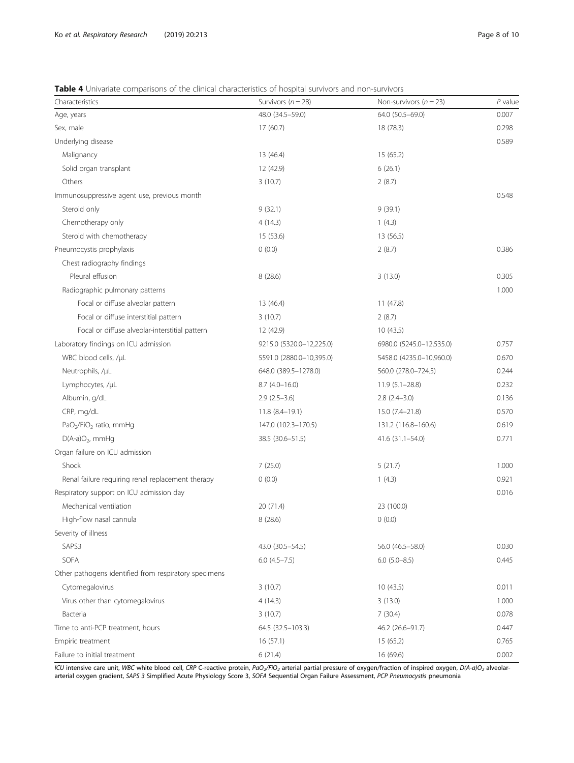**Table 4** Univariate comparisons of the clinical characteristics of hospital survivors and non-survivors

| Characteristics | Survivors (*n* = 28) | Non-survivors (*n* = 23) | *P* value |
|---|---|---|---|
| Age, years | 48.0 (34.5–59.0) | 64.0 (50.5–69.0) | 0.007 |
| Sex, male | 17 (60.7) | 18 (78.3) | 0.298 |
| Underlying disease | | | 0.589 |
| Malignancy | 13 (46.4) | 15 (65.2) | |
| Solid organ transplant | 12 (42.9) | 6 (26.1) | |
| Others | 3 (10.7) | 2 (8.7) | |
| Immunosuppressive agent use, previous month | | | 0.548 |
| Steroid only | 9 (32.1) | 9 (39.1) | |
| Chemotherapy only | 4 (14.3) | 1 (4.3) | |
| Steroid with chemotherapy | 15 (53.6) | 13 (56.5) | |
| Pneumocystis prophylaxis | 0 (0.0) | 2 (8.7) | 0.386 |
| Chest radiography findings | | | |
| Pleural effusion | 8 (28.6) | 3 (13.0) | 0.305 |
| Radiographic pulmonary patterns | | | 1.000 |
| Focal or diffuse alveolar pattern | 13 (46.4) | 11 (47.8) | |
| Focal or diffuse interstitial pattern | 3 (10.7) | 2 (8.7) | |
| Focal or diffuse alveolar-interstitial pattern | 12 (42.9) | 10 (43.5) | |
| Laboratory findings on ICU admission | 9215.0 (5320.0–12,225.0) | 6980.0 (5245.0–12,535.0) | 0.757 |
| WBC blood cells, /μL | 5591.0 (2880.0–10,395.0) | 5458.0 (4235.0–10,960.0) | 0.670 |
| Neutrophils, /μL | 648.0 (389.5–1278.0) | 560.0 (278.0–724.5) | 0.244 |
| Lymphocytes, /μL | 8.7 (4.0–16.0) | 11.9 (5.1–28.8) | 0.232 |
| Albumin, g/dL | 2.9 (2.5–3.6) | 2.8 (2.4–3.0) | 0.136 |
| CRP, mg/dL | 11.8 (8.4–19.1) | 15.0 (7.4–21.8) | 0.570 |
| $PaO_2/FiO_2$ ratio, mmHg | 147.0 (102.3–170.5) | 131.2 (116.8–160.6) | 0.619 |
| $D(A-a)O_2$, mmHg | 38.5 (30.6–51.5) | 41.6 (31.1–54.0) | 0.771 |
| Organ failure on ICU admission | | | |
| Shock | 7 (25.0) | 5 (21.7) | 1.000 |
| Renal failure requiring renal replacement therapy | 0 (0.0) | 1 (4.3) | 0.921 |
| Respiratory support on ICU admission day | | | 0.016 |
| Mechanical ventilation | 20 (71.4) | 23 (100.0) | |
| High-flow nasal cannula | 8 (28.6) | 0 (0.0) | |
| Severity of illness | | | |
| SAPS3 | 43.0 (30.5–54.5) | 56.0 (46.5–58.0) | 0.030 |
| SOFA | 6.0 (4.5–7.5) | 6.0 (5.0–8.5) | 0.445 |
| Other pathogens identified from respiratory specimens | | | |
| Cytomegalovirus | 3 (10.7) | 10 (43.5) | 0.011 |
| Virus other than cytomegalovirus | 4 (14.3) | 3 (13.0) | 1.000 |
| Bacteria | 3 (10.7) | 7 (30.4) | 0.078 |
| Time to anti-PCP treatment, hours | 64.5 (32.5–103.3) | 46.2 (26.6–91.7) | 0.447 |
| Empiric treatment | 16 (57.1) | 15 (65.2) | 0.765 |
| Failure to initial treatment | 6 (21.4) | 16 (69.6) | 0.002 |

*ICU* intensive care unit, *WBC* white blood cell, *CRP* C-reactive protein, *$PaO_2/FiO_2$* arterial partial pressure of oxygen/fraction of inspired oxygen, *$D(A-a)O_2$* alveolar-arterial oxygen gradient, *SAPS 3* Simplified Acute Physiology Score 3, *SOFA* Sequential Organ Failure Assessment, *PCP Pneumocystis* pneumonia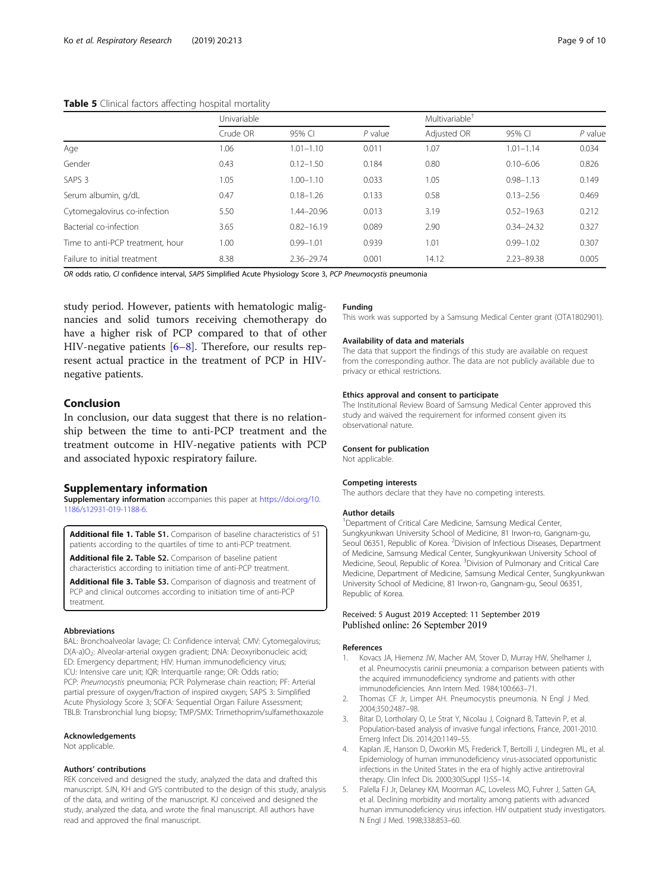**Table 5** Clinical factors affecting hospital mortality

| | Univariable | | | Multivariable† | | |
|---|---|---|---|---|---|---|
| | Crude OR | 95% CI | *P* value | Adjusted OR | 95% CI | *P* value |
| Age | 1.06 | 1.01–1.10 | 0.011 | 1.07 | 1.01–1.14 | 0.034 |
| Gender | 0.43 | 0.12–1.50 | 0.184 | 0.80 | 0.10–6.06 | 0.826 |
| SAPS 3 | 1.05 | 1.00–1.10 | 0.033 | 1.05 | 0.98–1.13 | 0.149 |
| Serum albumin, g/dL | 0.47 | 0.18–1.26 | 0.133 | 0.58 | 0.13–2.56 | 0.469 |
| Cytomegalovirus co-infection | 5.50 | 1.44–20.96 | 0.013 | 3.19 | 0.52–19.63 | 0.212 |
| Bacterial co-infection | 3.65 | 0.82–16.19 | 0.089 | 2.90 | 0.34–24.32 | 0.327 |
| Time to anti-PCP treatment, hour | 1.00 | 0.99–1.01 | 0.939 | 1.01 | 0.99–1.02 | 0.307 |
| Failure to initial treatment | 8.38 | 2.36–29.74 | 0.001 | 14.12 | 2.23–89.38 | 0.005 |

*OR* odds ratio, *CI* confidence interval, *SAPS* Simplified Acute Physiology Score 3, *PCP Pneumocystis* pneumonia

study period. However, patients with hematologic malignancies and solid tumors receiving chemotherapy do have a higher risk of PCP compared to that of other HIV-negative patients [6–8]. Therefore, our results represent actual practice in the treatment of PCP in HIV-negative patients.

## Conclusion

In conclusion, our data suggest that there is no relationship between the time to anti-PCP treatment and the treatment outcome in HIV-negative patients with PCP and associated hypoxic respiratory failure.

## Supplementary information

**Supplementary information** accompanies this paper at https://doi.org/10.1186/s12931-019-1188-6.

**Additional file 1. Table S1.** Comparison of baseline characteristics of 51 patients according to the quartiles of time to anti-PCP treatment.

**Additional file 2. Table S2.** Comparison of baseline patient characteristics according to initiation time of anti-PCP treatment.

**Additional file 3. Table S3.** Comparison of diagnosis and treatment of PCP and clinical outcomes according to initiation time of anti-PCP treatment.

#### Abbreviations

BAL: Bronchoalveolar lavage; CI: Confidence interval; CMV: Cytomegalovirus; $D(A\text{-}a)O_2$: Alveolar-arterial oxygen gradient; DNA: Deoxyribonucleic acid; ED: Emergency department; HIV: Human immunodeficiency virus; ICU: Intensive care unit; IQR: Interquartile range; OR: Odds ratio; PCP: *Pneumocystis* pneumonia; PCR: Polymerase chain reaction; PF: Arterial partial pressure of oxygen/fraction of inspired oxygen; SAPS 3: Simplified Acute Physiology Score 3; SOFA: Sequential Organ Failure Assessment; TBLB: Transbronchial lung biopsy; TMP/SMX: Trimethoprim/sulfamethoxazole

#### Acknowledgements

Not applicable.

#### Authors' contributions

REK conceived and designed the study, analyzed the data and drafted this manuscript. SJN, KH and GYS contributed to the design of this study, analysis of the data, and writing of the manuscript. KJ conceived and designed the study, analyzed the data, and wrote the final manuscript. All authors have read and approved the final manuscript.

#### Funding

This work was supported by a Samsung Medical Center grant (OTA1802901).

#### Availability of data and materials

The data that support the findings of this study are available on request from the corresponding author. The data are not publicly available due to privacy or ethical restrictions.

#### Ethics approval and consent to participate

The Institutional Review Board of Samsung Medical Center approved this study and waived the requirement for informed consent given its observational nature.

#### Consent for publication

Not applicable.

#### Competing interests

The authors declare that they have no competing interests.

#### Author details

[1]Department of Critical Care Medicine, Samsung Medical Center, Sungkyunkwan University School of Medicine, 81 Irwon-ro, Gangnam-gu, Seoul 06351, Republic of Korea. [2]Division of Infectious Diseases, Department of Medicine, Samsung Medical Center, Sungkyunkwan University School of Medicine, Seoul, Republic of Korea. [3]Division of Pulmonary and Critical Care Medicine, Department of Medicine, Samsung Medical Center, Sungkyunkwan University School of Medicine, 81 Irwon-ro, Gangnam-gu, Seoul 06351, Republic of Korea.

Received: 5 August 2019 Accepted: 11 September 2019
Published online: 26 September 2019

#### References

1. Kovacs JA, Hiemenz JW, Macher AM, Stover D, Murray HW, Shelhamer J, et al. Pneumocystis carinii pneumonia: a comparison between patients with the acquired immunodeficiency syndrome and patients with other immunodeficiencies. Ann Intern Med. 1984;100:663–71.
2. Thomas CF Jr, Limper AH. Pneumocystis pneumonia. N Engl J Med. 2004;350:2487–98.
3. Bitar D, Lortholary O, Le Strat Y, Nicolau J, Coignard B, Tattevin P, et al. Population-based analysis of invasive fungal infections, France, 2001-2010. Emerg Infect Dis. 2014;20:1149–55.
4. Kaplan JE, Hanson D, Dworkin MS, Frederick T, Bertolli J, Lindegren ML, et al. Epidemiology of human immunodeficiency virus-associated opportunistic infections in the United States in the era of highly active antiretroviral therapy. Clin Infect Dis. 2000;30(Suppl 1):S5–14.
5. Palella FJ Jr, Delaney KM, Moorman AC, Loveless MO, Fuhrer J, Satten GA, et al. Declining morbidity and mortality among patients with advanced human immunodeficiency virus infection. HIV outpatient study investigators. N Engl J Med. 1998;338:853–60.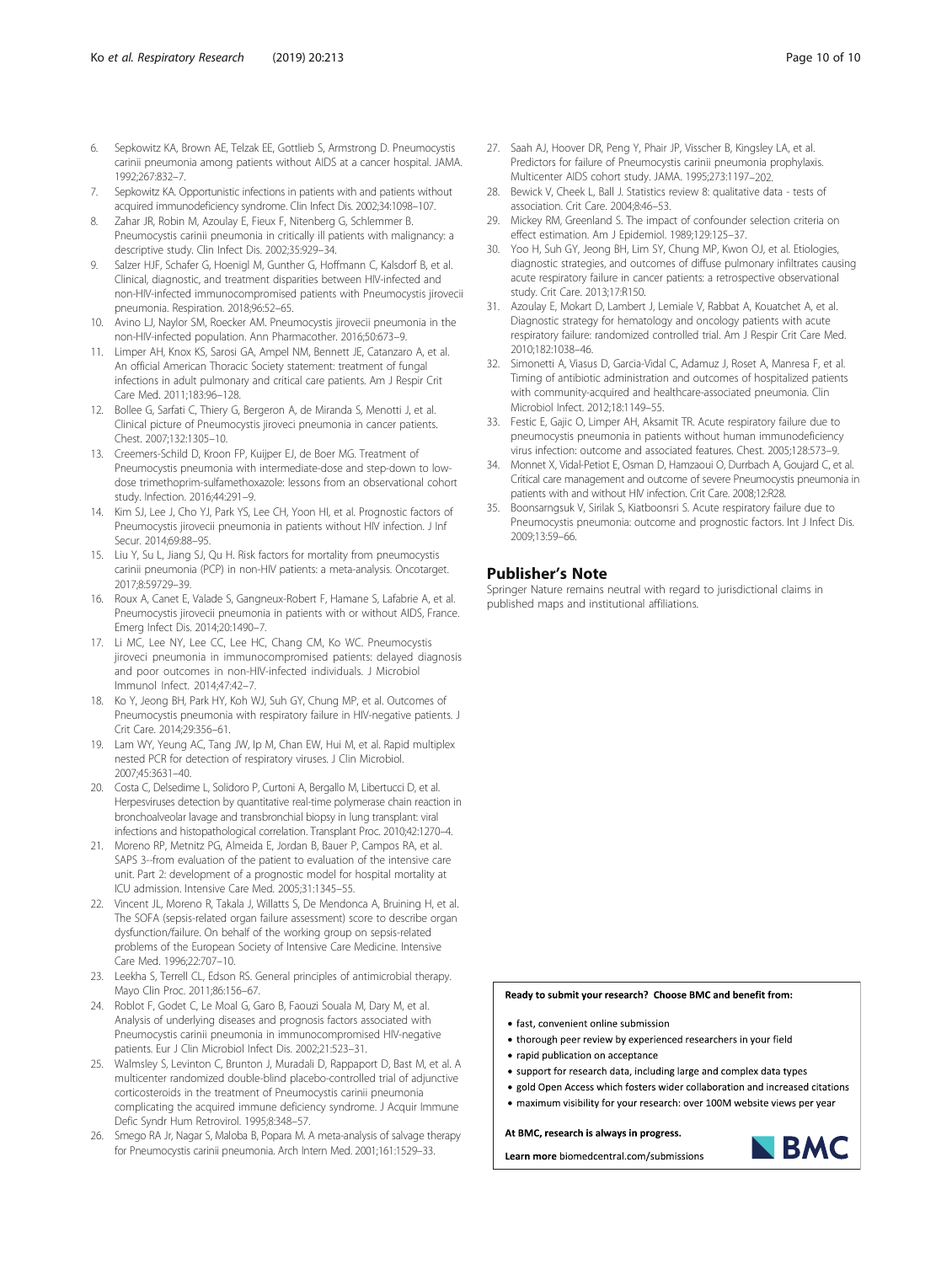6. Sepkowitz KA, Brown AE, Telzak EE, Gottlieb S, Armstrong D. Pneumocystis carinii pneumonia among patients without AIDS at a cancer hospital. JAMA. 1992;267:832–7.
7. Sepkowitz KA. Opportunistic infections in patients with and patients without acquired immunodeficiency syndrome. Clin Infect Dis. 2002;34:1098–107.
8. Zahar JR, Robin M, Azoulay E, Fieux F, Nitenberg G, Schlemmer B. Pneumocystis carinii pneumonia in critically ill patients with malignancy: a descriptive study. Clin Infect Dis. 2002;35:929–34.
9. Salzer HJF, Schafer G, Hoenigl M, Gunther G, Hoffmann C, Kalsdorf B, et al. Clinical, diagnostic, and treatment disparities between HIV-infected and non-HIV-infected immunocompromised patients with Pneumocystis jirovecii pneumonia. Respiration. 2018;96:52–65.
10. Avino LJ, Naylor SM, Roecker AM. Pneumocystis jirovecii pneumonia in the non-HIV-infected population. Ann Pharmacother. 2016;50:673–9.
11. Limper AH, Knox KS, Sarosi GA, Ampel NM, Bennett JE, Catanzaro A, et al. An official American Thoracic Society statement: treatment of fungal infections in adult pulmonary and critical care patients. Am J Respir Crit Care Med. 2011;183:96–128.
12. Bollee G, Sarfati C, Thiery G, Bergeron A, de Miranda S, Menotti J, et al. Clinical picture of Pneumocystis jiroveci pneumonia in cancer patients. Chest. 2007;132:1305–10.
13. Creemers-Schild D, Kroon FP, Kuijper EJ, de Boer MG. Treatment of Pneumocystis pneumonia with intermediate-dose and step-down to low-dose trimethoprim-sulfamethoxazole: lessons from an observational cohort study. Infection. 2016;44:291–9.
14. Kim SJ, Lee J, Cho YJ, Park YS, Lee CH, Yoon HI, et al. Prognostic factors of Pneumocystis jirovecii pneumonia in patients without HIV infection. J Inf Secur. 2014;69:88–95.
15. Liu Y, Su L, Jiang SJ, Qu H. Risk factors for mortality from pneumocystis carinii pneumonia (PCP) in non-HIV patients: a meta-analysis. Oncotarget. 2017;8:59729–39.
16. Roux A, Canet E, Valade S, Gangneux-Robert F, Hamane S, Lafabrie A, et al. Pneumocystis jirovecii pneumonia in patients with or without AIDS, France. Emerg Infect Dis. 2014;20:1490–7.
17. Li MC, Lee NY, Lee CC, Lee HC, Chang CM, Ko WC. Pneumocystis jiroveci pneumonia in immunocompromised patients: delayed diagnosis and poor outcomes in non-HIV-infected individuals. J Microbiol Immunol Infect. 2014;47:42–7.
18. Ko Y, Jeong BH, Park HY, Koh WJ, Suh GY, Chung MP, et al. Outcomes of Pneumocystis pneumonia with respiratory failure in HIV-negative patients. J Crit Care. 2014;29:356–61.
19. Lam WY, Yeung AC, Tang JW, Ip M, Chan EW, Hui M, et al. Rapid multiplex nested PCR for detection of respiratory viruses. J Clin Microbiol. 2007;45:3631–40.
20. Costa C, Delsedime L, Solidoro P, Curtoni A, Bergallo M, Libertucci D, et al. Herpesviruses detection by quantitative real-time polymerase chain reaction in bronchoalveolar lavage and transbronchial biopsy in lung transplant: viral infections and histopathological correlation. Transplant Proc. 2010;42:1270–4.
21. Moreno RP, Metnitz PG, Almeida E, Jordan B, Bauer P, Campos RA, et al. SAPS 3--from evaluation of the patient to evaluation of the intensive care unit. Part 2: development of a prognostic model for hospital mortality at ICU admission. Intensive Care Med. 2005;31:1345–55.
22. Vincent JL, Moreno R, Takala J, Willatts S, De Mendonca A, Bruining H, et al. The SOFA (sepsis-related organ failure assessment) score to describe organ dysfunction/failure. On behalf of the working group on sepsis-related problems of the European Society of Intensive Care Medicine. Intensive Care Med. 1996;22:707–10.
23. Leekha S, Terrell CL, Edson RS. General principles of antimicrobial therapy. Mayo Clin Proc. 2011;86:156–67.
24. Roblot F, Godet C, Le Moal G, Garo B, Faouzi Souala M, Dary M, et al. Analysis of underlying diseases and prognosis factors associated with Pneumocystis carinii pneumonia in immunocompromised HIV-negative patients. Eur J Clin Microbiol Infect Dis. 2002;21:523–31.
25. Walmsley S, Levinton C, Brunton J, Muradali D, Rappaport D, Bast M, et al. A multicenter randomized double-blind placebo-controlled trial of adjunctive corticosteroids in the treatment of Pneumocystis carinii pneumonia complicating the acquired immune deficiency syndrome. J Acquir Immune Defic Syndr Hum Retrovirol. 1995;8:348–57.
26. Smego RA Jr, Nagar S, Maloba B, Popara M. A meta-analysis of salvage therapy for Pneumocystis carinii pneumonia. Arch Intern Med. 2001;161:1529–33.
27. Saah AJ, Hoover DR, Peng Y, Phair JP, Visscher B, Kingsley LA, et al. Predictors for failure of Pneumocystis carinii pneumonia prophylaxis. Multicenter AIDS cohort study. JAMA. 1995;273:1197–202.
28. Bewick V, Cheek L, Ball J. Statistics review 8: qualitative data - tests of association. Crit Care. 2004;8:46–53.
29. Mickey RM, Greenland S. The impact of confounder selection criteria on effect estimation. Am J Epidemiol. 1989;129:125–37.
30. Yoo H, Suh GY, Jeong BH, Lim SY, Chung MP, Kwon OJ, et al. Etiologies, diagnostic strategies, and outcomes of diffuse pulmonary infiltrates causing acute respiratory failure in cancer patients: a retrospective observational study. Crit Care. 2013;17:R150.
31. Azoulay E, Mokart D, Lambert J, Lemiale V, Rabbat A, Kouatchet A, et al. Diagnostic strategy for hematology and oncology patients with acute respiratory failure: randomized controlled trial. Am J Respir Crit Care Med. 2010;182:1038–46.
32. Simonetti A, Viasus D, Garcia-Vidal C, Adamuz J, Roset A, Manresa F, et al. Timing of antibiotic administration and outcomes of hospitalized patients with community-acquired and healthcare-associated pneumonia. Clin Microbiol Infect. 2012;18:1149–55.
33. Festic E, Gajic O, Limper AH, Aksamit TR. Acute respiratory failure due to pneumocystis pneumonia in patients without human immunodeficiency virus infection: outcome and associated features. Chest. 2005;128:573–9.
34. Monnet X, Vidal-Petiot E, Osman D, Hamzaoui O, Durrbach A, Goujard C, et al. Critical care management and outcome of severe Pneumocystis pneumonia in patients with and without HIV infection. Crit Care. 2008;12:R28.
35. Boonsarngsuk V, Sirilak S, Kiatboonsri S. Acute respiratory failure due to Pneumocystis pneumonia: outcome and prognostic factors. Int J Infect Dis. 2009;13:59–66.

## Publisher's Note

Springer Nature remains neutral with regard to jurisdictional claims in published maps and institutional affiliations.

**Ready to submit your research? Choose BMC and benefit from:**

- fast, convenient online submission
- thorough peer review by experienced researchers in your field
- rapid publication on acceptance
- support for research data, including large and complex data types
- gold Open Access which fosters wider collaboration and increased citations
- maximum visibility for your research: over 100M website views per year

**At BMC, research is always in progress.**

**Learn more** biomedcentral.com/submissions

BMC